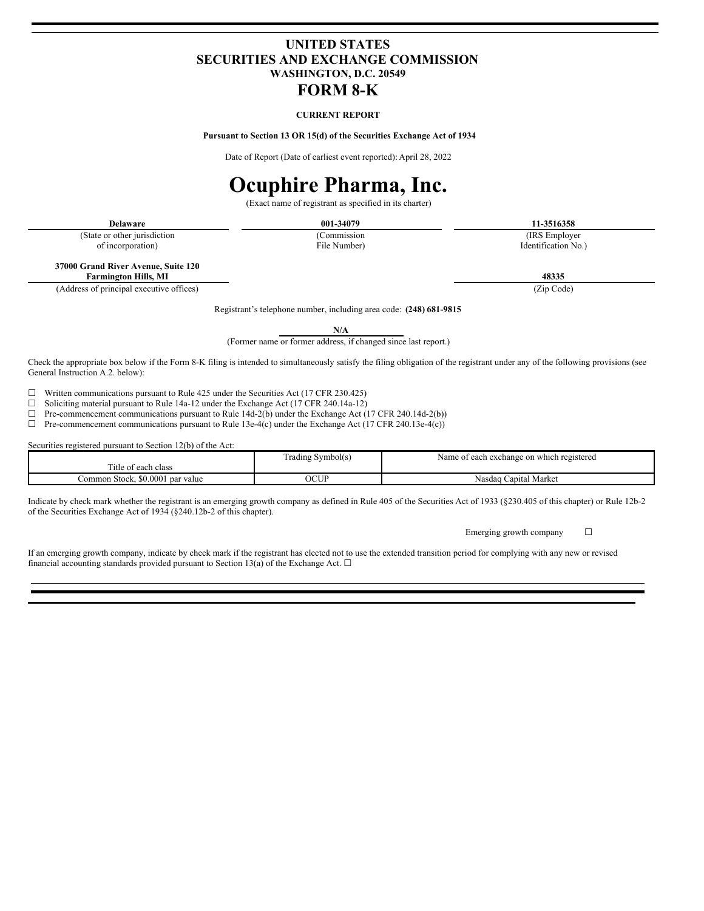# UNITED STATES
# SECURITIES AND EXCHANGE COMMISSION
### WASHINGTON, D.C. 20549
# FORM 8-K

**CURRENT REPORT**

**Pursuant to Section 13 OR 15(d) of the Securities Exchange Act of 1934**

Date of Report (Date of earliest event reported): April 28, 2022

# Ocuphire Pharma, Inc.

(Exact name of registrant as specified in its charter)

| **Delaware** | **001-34079** | **11-3516358** |
|---|---|---|
| (State or other jurisdiction of incorporation) | (Commission File Number) | (IRS Employer Identification No.) |

| **37000 Grand River Avenue, Suite 120 Farmington Hills, MI** | **48335** |
|---|---|
| (Address of principal executive offices) | (Zip Code) |

Registrant's telephone number, including area code: **(248) 681-9815**

**N/A**
(Former name or former address, if changed since last report.)

Check the appropriate box below if the Form 8-K filing is intended to simultaneously satisfy the filing obligation of the registrant under any of the following provisions (see General Instruction A.2. below):

☐ Written communications pursuant to Rule 425 under the Securities Act (17 CFR 230.425)
☐ Soliciting material pursuant to Rule 14a-12 under the Exchange Act (17 CFR 240.14a-12)
☐ Pre-commencement communications pursuant to Rule 14d-2(b) under the Exchange Act (17 CFR 240.14d-2(b))
☐ Pre-commencement communications pursuant to Rule 13e-4(c) under the Exchange Act (17 CFR 240.13e-4(c))

Securities registered pursuant to Section 12(b) of the Act:

| Title of each class | Trading Symbol(s) | Name of each exchange on which registered |
|---|---|---|
| Common Stock, $0.0001 par value | OCUP | Nasdaq Capital Market |

Indicate by check mark whether the registrant is an emerging growth company as defined in Rule 405 of the Securities Act of 1933 (§230.405 of this chapter) or Rule 12b-2 of the Securities Exchange Act of 1934 (§240.12b-2 of this chapter).

Emerging growth company ☐

If an emerging growth company, indicate by check mark if the registrant has elected not to use the extended transition period for complying with any new or revised financial accounting standards provided pursuant to Section 13(a) of the Exchange Act. ☐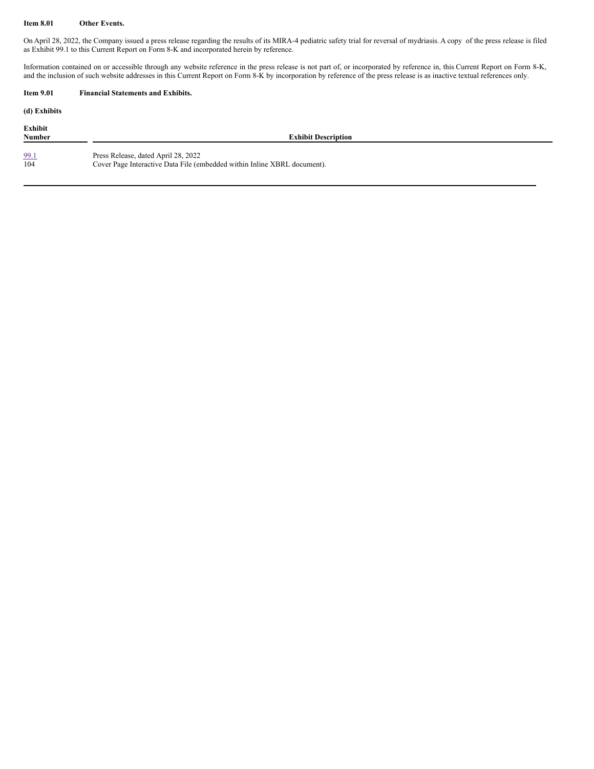**Item 8.01 Other Events.**

On April 28, 2022, the Company issued a press release regarding the results of its MIRA-4 pediatric safety trial for reversal of mydriasis. A copy of the press release is filed as Exhibit 99.1 to this Current Report on Form 8-K and incorporated herein by reference.

Information contained on or accessible through any website reference in the press release is not part of, or incorporated by reference in, this Current Report on Form 8-K, and the inclusion of such website addresses in this Current Report on Form 8-K by incorporation by reference of the press release is as inactive textual references only.

**Item 9.01 Financial Statements and Exhibits.**

**(d) Exhibits**

| Exhibit Number | Exhibit Description |
| --- | --- |
| 99.1 | Press Release, dated April 28, 2022 |
| 104 | Cover Page Interactive Data File (embedded within Inline XBRL document). |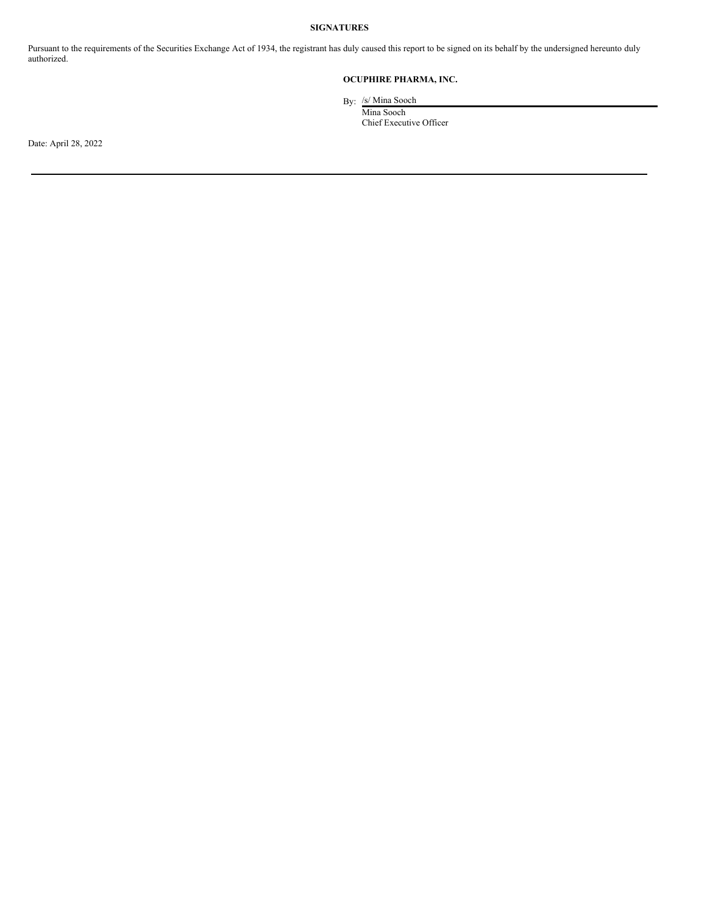**SIGNATURES**

Pursuant to the requirements of the Securities Exchange Act of 1934, the registrant has duly caused this report to be signed on its behalf by the undersigned hereunto duly authorized.

**OCUPHIRE PHARMA, INC.**

By: /s/ Mina Sooch
Mina Sooch
Chief Executive Officer

Date: April 28, 2022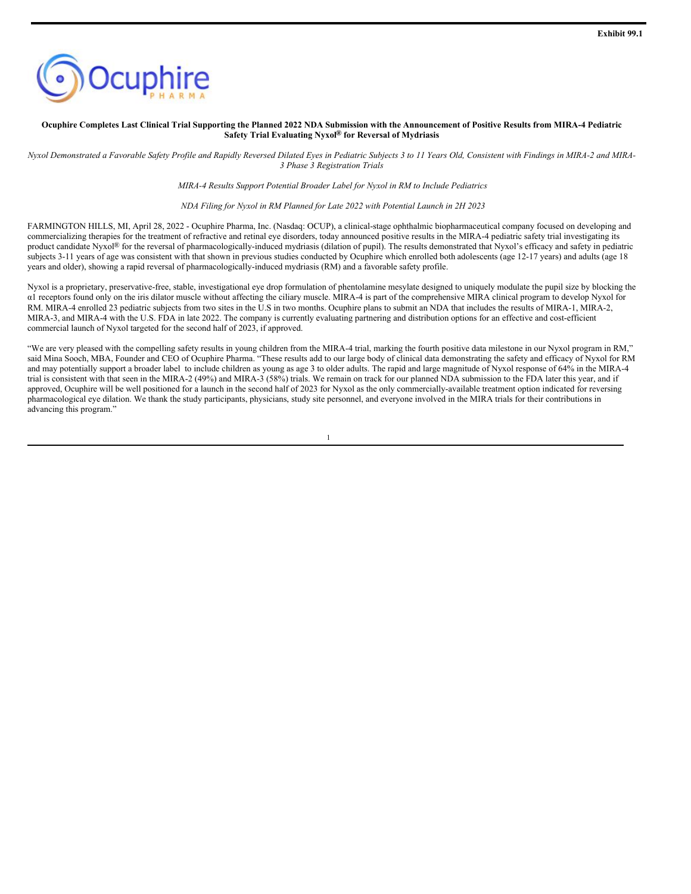Exhibit 99.1

Ocuphire PHARMA

**Ocuphire Completes Last Clinical Trial Supporting the Planned 2022 NDA Submission with the Announcement of Positive Results from MIRA-4 Pediatric Safety Trial Evaluating Nyxol® for Reversal of Mydriasis**

*Nyxol Demonstrated a Favorable Safety Profile and Rapidly Reversed Dilated Eyes in Pediatric Subjects 3 to 11 Years Old, Consistent with Findings in MIRA-2 and MIRA-3 Phase 3 Registration Trials*

*MIRA-4 Results Support Potential Broader Label for Nyxol in RM to Include Pediatrics*

*NDA Filing for Nyxol in RM Planned for Late 2022 with Potential Launch in 2H 2023*

FARMINGTON HILLS, MI, April 28, 2022 - Ocuphire Pharma, Inc. (Nasdaq: OCUP), a clinical-stage ophthalmic biopharmaceutical company focused on developing and commercializing therapies for the treatment of refractive and retinal eye disorders, today announced positive results in the MIRA-4 pediatric safety trial investigating its product candidate Nyxol® for the reversal of pharmacologically-induced mydriasis (dilation of pupil). The results demonstrated that Nyxol's efficacy and safety in pediatric subjects 3-11 years of age was consistent with that shown in previous studies conducted by Ocuphire which enrolled both adolescents (age 12-17 years) and adults (age 18 years and older), showing a rapid reversal of pharmacologically-induced mydriasis (RM) and a favorable safety profile.

Nyxol is a proprietary, preservative-free, stable, investigational eye drop formulation of phentolamine mesylate designed to uniquely modulate the pupil size by blocking the α1 receptors found only on the iris dilator muscle without affecting the ciliary muscle. MIRA-4 is part of the comprehensive MIRA clinical program to develop Nyxol for RM. MIRA-4 enrolled 23 pediatric subjects from two sites in the U.S in two months. Ocuphire plans to submit an NDA that includes the results of MIRA-1, MIRA-2, MIRA-3, and MIRA-4 with the U.S. FDA in late 2022. The company is currently evaluating partnering and distribution options for an effective and cost-efficient commercial launch of Nyxol targeted for the second half of 2023, if approved.

"We are very pleased with the compelling safety results in young children from the MIRA-4 trial, marking the fourth positive data milestone in our Nyxol program in RM," said Mina Sooch, MBA, Founder and CEO of Ocuphire Pharma. "These results add to our large body of clinical data demonstrating the safety and efficacy of Nyxol for RM and may potentially support a broader label to include children as young as age 3 to older adults. The rapid and large magnitude of Nyxol response of 64% in the MIRA-4 trial is consistent with that seen in the MIRA-2 (49%) and MIRA-3 (58%) trials. We remain on track for our planned NDA submission to the FDA later this year, and if approved, Ocuphire will be well positioned for a launch in the second half of 2023 for Nyxol as the only commercially-available treatment option indicated for reversing pharmacological eye dilation. We thank the study participants, physicians, study site personnel, and everyone involved in the MIRA trials for their contributions in advancing this program."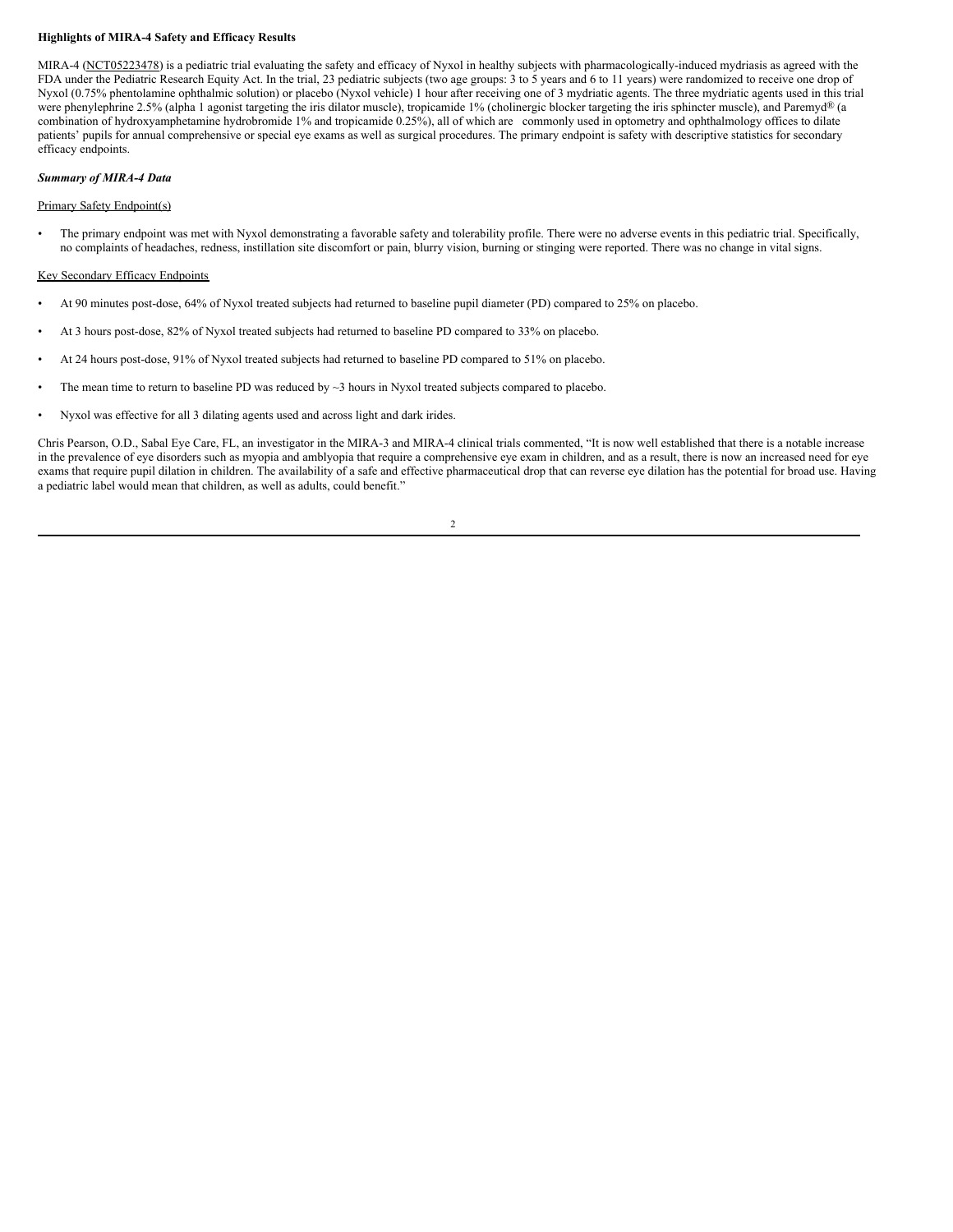**Highlights of MIRA-4 Safety and Efficacy Results**

MIRA-4 (NCT05223478) is a pediatric trial evaluating the safety and efficacy of Nyxol in healthy subjects with pharmacologically-induced mydriasis as agreed with the FDA under the Pediatric Research Equity Act. In the trial, 23 pediatric subjects (two age groups: 3 to 5 years and 6 to 11 years) were randomized to receive one drop of Nyxol (0.75% phentolamine ophthalmic solution) or placebo (Nyxol vehicle) 1 hour after receiving one of 3 mydriatic agents. The three mydriatic agents used in this trial were phenylephrine 2.5% (alpha 1 agonist targeting the iris dilator muscle), tropicamide 1% (cholinergic blocker targeting the iris sphincter muscle), and Paremyd® (a combination of hydroxyamphetamine hydrobromide 1% and tropicamide 0.25%), all of which are commonly used in optometry and ophthalmology offices to dilate patients' pupils for annual comprehensive or special eye exams as well as surgical procedures. The primary endpoint is safety with descriptive statistics for secondary efficacy endpoints.

***Summary of MIRA-4 Data***

Primary Safety Endpoint(s)

- The primary endpoint was met with Nyxol demonstrating a favorable safety and tolerability profile. There were no adverse events in this pediatric trial. Specifically, no complaints of headaches, redness, instillation site discomfort or pain, blurry vision, burning or stinging were reported. There was no change in vital signs.

Key Secondary Efficacy Endpoints

- At 90 minutes post-dose, 64% of Nyxol treated subjects had returned to baseline pupil diameter (PD) compared to 25% on placebo.
- At 3 hours post-dose, 82% of Nyxol treated subjects had returned to baseline PD compared to 33% on placebo.
- At 24 hours post-dose, 91% of Nyxol treated subjects had returned to baseline PD compared to 51% on placebo.
- The mean time to return to baseline PD was reduced by ~3 hours in Nyxol treated subjects compared to placebo.
- Nyxol was effective for all 3 dilating agents used and across light and dark irides.

Chris Pearson, O.D., Sabal Eye Care, FL, an investigator in the MIRA-3 and MIRA-4 clinical trials commented, "It is now well established that there is a notable increase in the prevalence of eye disorders such as myopia and amblyopia that require a comprehensive eye exam in children, and as a result, there is now an increased need for eye exams that require pupil dilation in children. The availability of a safe and effective pharmaceutical drop that can reverse eye dilation has the potential for broad use. Having a pediatric label would mean that children, as well as adults, could benefit."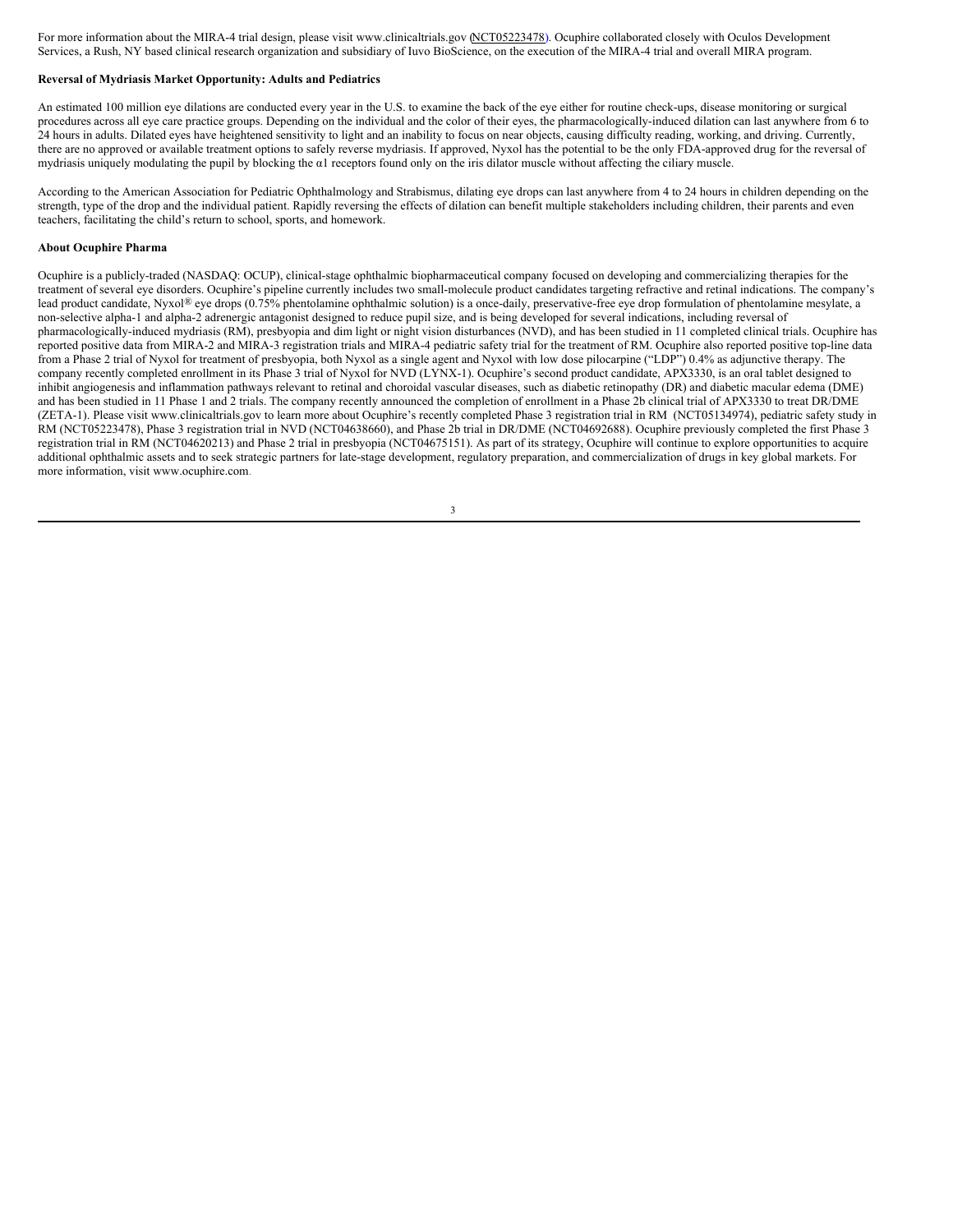For more information about the MIRA-4 trial design, please visit www.clinicaltrials.gov (NCT05223478). Ocuphire collaborated closely with Oculos Development Services, a Rush, NY based clinical research organization and subsidiary of Iuvo BioScience, on the execution of the MIRA-4 trial and overall MIRA program.

**Reversal of Mydriasis Market Opportunity: Adults and Pediatrics**

An estimated 100 million eye dilations are conducted every year in the U.S. to examine the back of the eye either for routine check-ups, disease monitoring or surgical procedures across all eye care practice groups. Depending on the individual and the color of their eyes, the pharmacologically-induced dilation can last anywhere from 6 to 24 hours in adults. Dilated eyes have heightened sensitivity to light and an inability to focus on near objects, causing difficulty reading, working, and driving. Currently, there are no approved or available treatment options to safely reverse mydriasis. If approved, Nyxol has the potential to be the only FDA-approved drug for the reversal of mydriasis uniquely modulating the pupil by blocking the α1 receptors found only on the iris dilator muscle without affecting the ciliary muscle.

According to the American Association for Pediatric Ophthalmology and Strabismus, dilating eye drops can last anywhere from 4 to 24 hours in children depending on the strength, type of the drop and the individual patient. Rapidly reversing the effects of dilation can benefit multiple stakeholders including children, their parents and even teachers, facilitating the child's return to school, sports, and homework.

**About Ocuphire Pharma**

Ocuphire is a publicly-traded (NASDAQ: OCUP), clinical-stage ophthalmic biopharmaceutical company focused on developing and commercializing therapies for the treatment of several eye disorders. Ocuphire's pipeline currently includes two small-molecule product candidates targeting refractive and retinal indications. The company's lead product candidate, Nyxol® eye drops (0.75% phentolamine ophthalmic solution) is a once-daily, preservative-free eye drop formulation of phentolamine mesylate, a non-selective alpha-1 and alpha-2 adrenergic antagonist designed to reduce pupil size, and is being developed for several indications, including reversal of pharmacologically-induced mydriasis (RM), presbyopia and dim light or night vision disturbances (NVD), and has been studied in 11 completed clinical trials. Ocuphire has reported positive data from MIRA-2 and MIRA-3 registration trials and MIRA-4 pediatric safety trial for the treatment of RM. Ocuphire also reported positive top-line data from a Phase 2 trial of Nyxol for treatment of presbyopia, both Nyxol as a single agent and Nyxol with low dose pilocarpine ("LDP") 0.4% as adjunctive therapy. The company recently completed enrollment in its Phase 3 trial of Nyxol for NVD (LYNX-1). Ocuphire's second product candidate, APX3330, is an oral tablet designed to inhibit angiogenesis and inflammation pathways relevant to retinal and choroidal vascular diseases, such as diabetic retinopathy (DR) and diabetic macular edema (DME) and has been studied in 11 Phase 1 and 2 trials. The company recently announced the completion of enrollment in a Phase 2b clinical trial of APX3330 to treat DR/DME (ZETA-1). Please visit www.clinicaltrials.gov to learn more about Ocuphire's recently completed Phase 3 registration trial in RM (NCT05134974), pediatric safety study in RM (NCT05223478), Phase 3 registration trial in NVD (NCT04638660), and Phase 2b trial in DR/DME (NCT04692688). Ocuphire previously completed the first Phase 3 registration trial in RM (NCT04620213) and Phase 2 trial in presbyopia (NCT04675151). As part of its strategy, Ocuphire will continue to explore opportunities to acquire additional ophthalmic assets and to seek strategic partners for late-stage development, regulatory preparation, and commercialization of drugs in key global markets. For more information, visit www.ocuphire.com.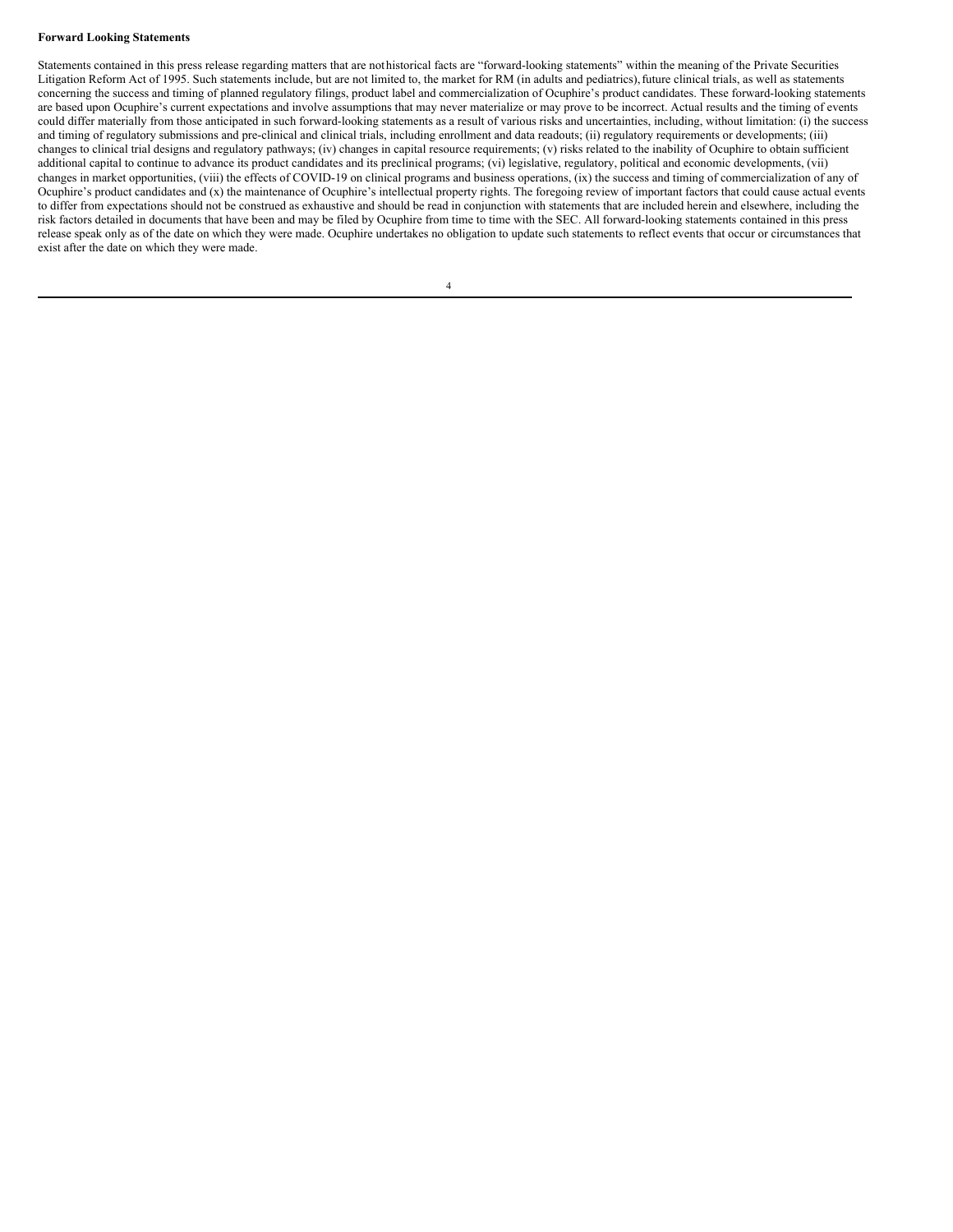**Forward Looking Statements**

Statements contained in this press release regarding matters that are not historical facts are "forward-looking statements" within the meaning of the Private Securities Litigation Reform Act of 1995. Such statements include, but are not limited to, the market for RM (in adults and pediatrics), future clinical trials, as well as statements concerning the success and timing of planned regulatory filings, product label and commercialization of Ocuphire's product candidates. These forward-looking statements are based upon Ocuphire's current expectations and involve assumptions that may never materialize or may prove to be incorrect. Actual results and the timing of events could differ materially from those anticipated in such forward-looking statements as a result of various risks and uncertainties, including, without limitation: (i) the success and timing of regulatory submissions and pre-clinical and clinical trials, including enrollment and data readouts; (ii) regulatory requirements or developments; (iii) changes to clinical trial designs and regulatory pathways; (iv) changes in capital resource requirements; (v) risks related to the inability of Ocuphire to obtain sufficient additional capital to continue to advance its product candidates and its preclinical programs; (vi) legislative, regulatory, political and economic developments, (vii) changes in market opportunities, (viii) the effects of COVID-19 on clinical programs and business operations, (ix) the success and timing of commercialization of any of Ocuphire's product candidates and (x) the maintenance of Ocuphire's intellectual property rights. The foregoing review of important factors that could cause actual events to differ from expectations should not be construed as exhaustive and should be read in conjunction with statements that are included herein and elsewhere, including the risk factors detailed in documents that have been and may be filed by Ocuphire from time to time with the SEC. All forward-looking statements contained in this press release speak only as of the date on which they were made. Ocuphire undertakes no obligation to update such statements to reflect events that occur or circumstances that exist after the date on which they were made.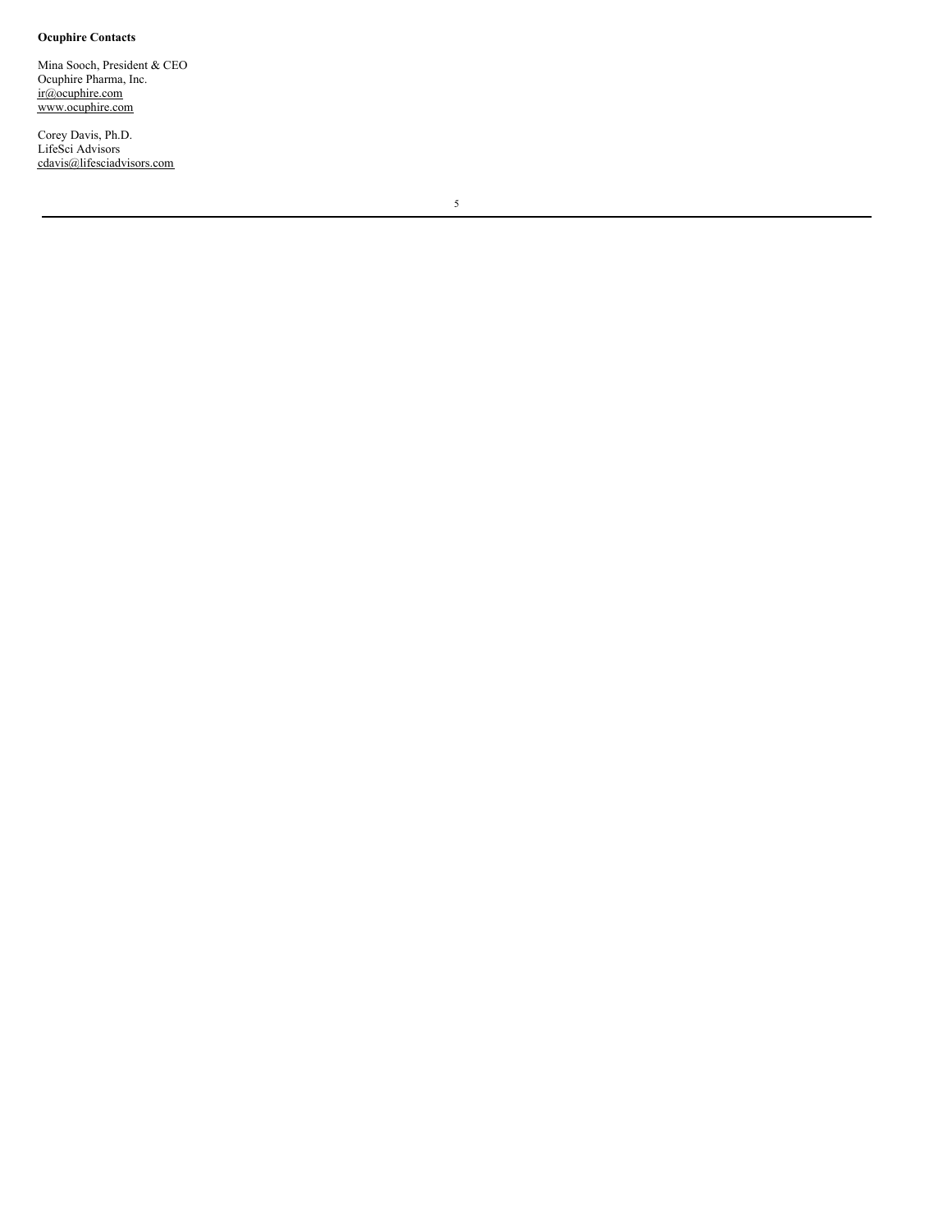**Ocuphire Contacts**

Mina Sooch, President & CEO
Ocuphire Pharma, Inc.
ir@ocuphire.com
www.ocuphire.com

Corey Davis, Ph.D.
LifeSci Advisors
cdavis@lifesciadvisors.com